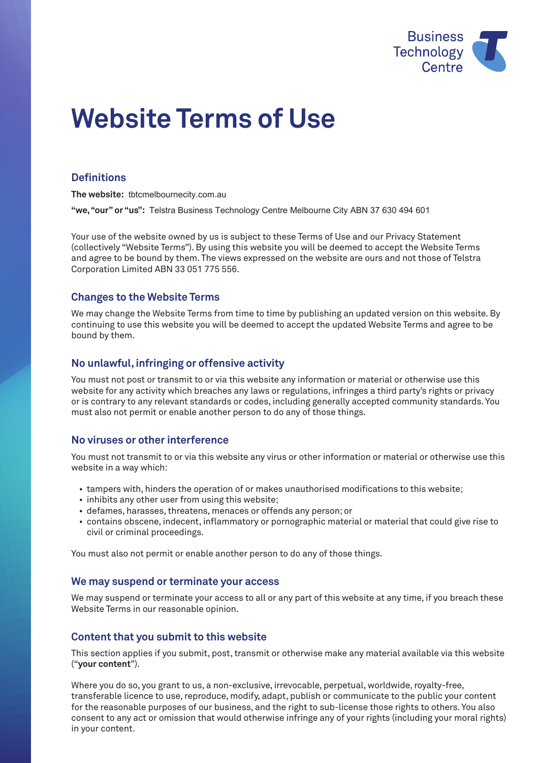Business Technology Centre

# Website Terms of Use

## Definitions

**The website:** tbtcmelbournecity.com.au

**"we, "our" or "us":** Telstra Business Technology Centre Melbourne City ABN 37 630 494 601

Your use of the website owned by us is subject to these Terms of Use and our Privacy Statement (collectively "Website Terms"). By using this website you will be deemed to accept the Website Terms and agree to be bound by them. The views expressed on the website are ours and not those of Telstra Corporation Limited ABN 33 051 775 556.

## Changes to the Website Terms

We may change the Website Terms from time to time by publishing an updated version on this website. By continuing to use this website you will be deemed to accept the updated Website Terms and agree to be bound by them.

## No unlawful, infringing or offensive activity

You must not post or transmit to or via this website any information or material or otherwise use this website for any activity which breaches any laws or regulations, infringes a third party's rights or privacy or is contrary to any relevant standards or codes, including generally accepted community standards. You must also not permit or enable another person to do any of those things.

## No viruses or other interference

You must not transmit to or via this website any virus or other information or material or otherwise use this website in a way which:

- tampers with, hinders the operation of or makes unauthorised modifications to this website;
- inhibits any other user from using this website;
- defames, harasses, threatens, menaces or offends any person; or
- contains obscene, indecent, inflammatory or pornographic material or material that could give rise to civil or criminal proceedings.

You must also not permit or enable another person to do any of those things.

## We may suspend or terminate your access

We may suspend or terminate your access to all or any part of this website at any time, if you breach these Website Terms in our reasonable opinion.

## Content that you submit to this website

This section applies if you submit, post, transmit or otherwise make any material available via this website ("**your content**").

Where you do so, you grant to us, a non-exclusive, irrevocable, perpetual, worldwide, royalty-free, transferable licence to use, reproduce, modify, adapt, publish or communicate to the public your content for the reasonable purposes of our business, and the right to sub-license those rights to others. You also consent to any act or omission that would otherwise infringe any of your rights (including your moral rights) in your content.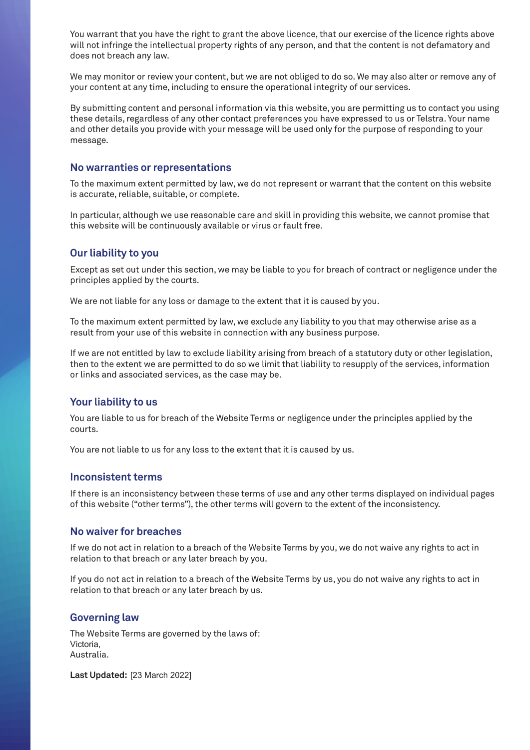You warrant that you have the right to grant the above licence, that our exercise of the licence rights above will not infringe the intellectual property rights of any person, and that the content is not defamatory and does not breach any law.

We may monitor or review your content, but we are not obliged to do so. We may also alter or remove any of your content at any time, including to ensure the operational integrity of our services.

By submitting content and personal information via this website, you are permitting us to contact you using these details, regardless of any other contact preferences you have expressed to us or Telstra. Your name and other details you provide with your message will be used only for the purpose of responding to your message.

## No warranties or representations

To the maximum extent permitted by law, we do not represent or warrant that the content on this website is accurate, reliable, suitable, or complete.

In particular, although we use reasonable care and skill in providing this website, we cannot promise that this website will be continuously available or virus or fault free.

## Our liability to you

Except as set out under this section, we may be liable to you for breach of contract or negligence under the principles applied by the courts.

We are not liable for any loss or damage to the extent that it is caused by you.

To the maximum extent permitted by law, we exclude any liability to you that may otherwise arise as a result from your use of this website in connection with any business purpose.

If we are not entitled by law to exclude liability arising from breach of a statutory duty or other legislation, then to the extent we are permitted to do so we limit that liability to resupply of the services, information or links and associated services, as the case may be.

## Your liability to us

You are liable to us for breach of the Website Terms or negligence under the principles applied by the courts.

You are not liable to us for any loss to the extent that it is caused by us.

## Inconsistent terms

If there is an inconsistency between these terms of use and any other terms displayed on individual pages of this website ("other terms"), the other terms will govern to the extent of the inconsistency.

## No waiver for breaches

If we do not act in relation to a breach of the Website Terms by you, we do not waive any rights to act in relation to that breach or any later breach by you.

If you do not act in relation to a breach of the Website Terms by us, you do not waive any rights to act in relation to that breach or any later breach by us.

## Governing law

The Website Terms are governed by the laws of:
Victoria,
Australia.

**Last Updated:** [23 March 2022]